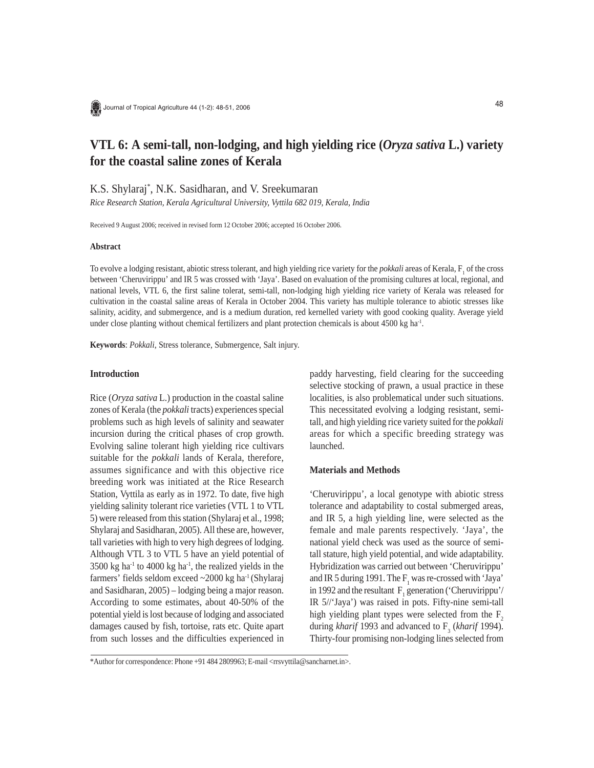# VTL 6: A semi-tall, non-lodging, and high yielding rice (*Oryza sativa* L.) variety for the coastal saline zones of Kerala

K.S. Shylaraj*, N.K. Sasidharan, and V. Sreekumaran

*Rice Research Station, Kerala Agricultural University, Vyttila 682 019, Kerala, India*

Received 9 August 2006; received in revised form 12 October 2006; accepted 16 October 2006.

### Abstract

To evolve a lodging resistant, abiotic stress tolerant, and high yielding rice variety for the *pokkali* areas of Kerala, $F_1$ of the cross between 'Cheruvirippu' and IR 5 was crossed with 'Jaya'. Based on evaluation of the promising cultures at local, regional, and national levels, VTL 6, the first saline tolerat, semi-tall, non-lodging high yielding rice variety of Kerala was released for cultivation in the coastal saline areas of Kerala in October 2004. This variety has multiple tolerance to abiotic stresses like salinity, acidity, and submergence, and is a medium duration, red kernelled variety with good cooking quality. Average yield under close planting without chemical fertilizers and plant protection chemicals is about 4500 kg $ha^{-1}$.

**Keywords**: *Pokkali*, Stress tolerance, Submergence, Salt injury.

### Introduction

Rice (*Oryza sativa* L.) production in the coastal saline zones of Kerala (the *pokkali* tracts) experiences special problems such as high levels of salinity and seawater incursion during the critical phases of crop growth. Evolving saline tolerant high yielding rice cultivars suitable for the *pokkali* lands of Kerala, therefore, assumes significance and with this objective rice breeding work was initiated at the Rice Research Station, Vyttila as early as in 1972. To date, five high yielding salinity tolerant rice varieties (VTL 1 to VTL 5) were released from this station (Shylaraj et al., 1998; Shylaraj and Sasidharan, 2005). All these are, however, tall varieties with high to very high degrees of lodging. Although VTL 3 to VTL 5 have an yield potential of 3500 kg $ha^{-1}$ to 4000 kg $ha^{-1}$, the realized yields in the farmers' fields seldom exceed ~2000 kg $ha^{-1}$ (Shylaraj and Sasidharan, 2005) – lodging being a major reason. According to some estimates, about 40-50% of the potential yield is lost because of lodging and associated damages caused by fish, tortoise, rats etc. Quite apart from such losses and the difficulties experienced in paddy harvesting, field clearing for the succeeding selective stocking of prawn, a usual practice in these localities, is also problematical under such situations. This necessitated evolving a lodging resistant, semi-tall, and high yielding rice variety suited for the *pokkali* areas for which a specific breeding strategy was launched.

### Materials and Methods

'Cheruvirippu', a local genotype with abiotic stress tolerance and adaptability to costal submerged areas, and IR 5, a high yielding line, were selected as the female and male parents respectively. 'Jaya', the national yield check was used as the source of semi-tall stature, high yield potential, and wide adaptability. Hybridization was carried out between 'Cheruvirippu' and IR 5 during 1991. The $F_1$ was re-crossed with 'Jaya' in 1992 and the resultant $F_1$ generation ('Cheruvirippu'/ IR 5//'Jaya') was raised in pots. Fifty-nine semi-tall high yielding plant types were selected from the $F_2$ during *kharif* 1993 and advanced to $F_3$ (*kharif* 1994). Thirty-four promising non-lodging lines selected from

*Author for correspondence: Phone +91 484 2809963; E-mail <rrsvyttila@sancharnet.in>.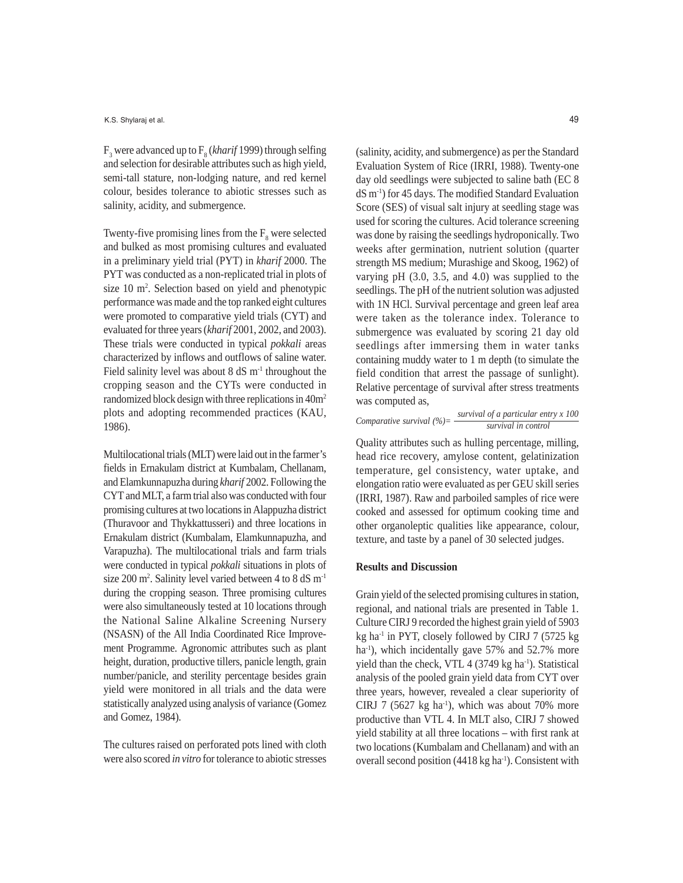$F_3$ were advanced up to $F_8$ (*kharif* 1999) through selfing and selection for desirable attributes such as high yield, semi-tall stature, non-lodging nature, and red kernel colour, besides tolerance to abiotic stresses such as salinity, acidity, and submergence.

Twenty-five promising lines from the $F_8$ were selected and bulked as most promising cultures and evaluated in a preliminary yield trial (PYT) in *kharif* 2000. The PYT was conducted as a non-replicated trial in plots of size 10 $m^2$. Selection based on yield and phenotypic performance was made and the top ranked eight cultures were promoted to comparative yield trials (CYT) and evaluated for three years (*kharif* 2001, 2002, and 2003). These trials were conducted in typical *pokkali* areas characterized by inflows and outflows of saline water. Field salinity level was about 8 dS $m^{-1}$ throughout the cropping season and the CYTs were conducted in randomized block design with three replications in 40$m^2$ plots and adopting recommended practices (KAU, 1986).

Multilocational trials (MLT) were laid out in the farmer's fields in Ernakulam district at Kumbalam, Chellanam, and Elamkunnapuzha during *kharif* 2002. Following the CYT and MLT, a farm trial also was conducted with four promising cultures at two locations in Alappuzha district (Thuravoor and Thykkattusseri) and three locations in Ernakulam district (Kumbalam, Elamkunnapuzha, and Varapuzha). The multilocational trials and farm trials were conducted in typical *pokkali* situations in plots of size 200 $m^2$. Salinity level varied between 4 to 8 dS $m^{-1}$ during the cropping season. Three promising cultures were also simultaneously tested at 10 locations through the National Saline Alkaline Screening Nursery (NSASN) of the All India Coordinated Rice Improvement Programme. Agronomic attributes such as plant height, duration, productive tillers, panicle length, grain number/panicle, and sterility percentage besides grain yield were monitored in all trials and the data were statistically analyzed using analysis of variance (Gomez and Gomez, 1984).

The cultures raised on perforated pots lined with cloth were also scored *in vitro* for tolerance to abiotic stresses (salinity, acidity, and submergence) as per the Standard Evaluation System of Rice (IRRI, 1988). Twenty-one day old seedlings were subjected to saline bath (EC 8 dS $m^{-1}$) for 45 days. The modified Standard Evaluation Score (SES) of visual salt injury at seedling stage was used for scoring the cultures. Acid tolerance screening was done by raising the seedlings hydroponically. Two weeks after germination, nutrient solution (quarter strength MS medium; Murashige and Skoog, 1962) of varying pH (3.0, 3.5, and 4.0) was supplied to the seedlings. The pH of the nutrient solution was adjusted with 1N HCl. Survival percentage and green leaf area were taken as the tolerance index. Tolerance to submergence was evaluated by scoring 21 day old seedlings after immersing them in water tanks containing muddy water to 1 m depth (to simulate the field condition that arrest the passage of sunlight). Relative percentage of survival after stress treatments was computed as,

$$\textit{Comparative survival (\%)} = \frac{\textit{survival of a particular entry x 100}}{\textit{survival in control}}$$

Quality attributes such as hulling percentage, milling, head rice recovery, amylose content, gelatinization temperature, gel consistency, water uptake, and elongation ratio were evaluated as per GEU skill series (IRRI, 1987). Raw and parboiled samples of rice were cooked and assessed for optimum cooking time and other organoleptic qualities like appearance, colour, texture, and taste by a panel of 30 selected judges.

## Results and Discussion

Grain yield of the selected promising cultures in station, regional, and national trials are presented in Table 1. Culture CIRJ 9 recorded the highest grain yield of 5903 kg $ha^{-1}$ in PYT, closely followed by CIRJ 7 (5725 kg $ha^{-1}$), which incidentally gave 57% and 52.7% more yield than the check, VTL 4 (3749 kg $ha^{-1}$). Statistical analysis of the pooled grain yield data from CYT over three years, however, revealed a clear superiority of CIRJ 7 (5627 kg $ha^{-1}$), which was about 70% more productive than VTL 4. In MLT also, CIRJ 7 showed yield stability at all three locations – with first rank at two locations (Kumbalam and Chellanam) and with an overall second position (4418 kg $ha^{-1}$). Consistent with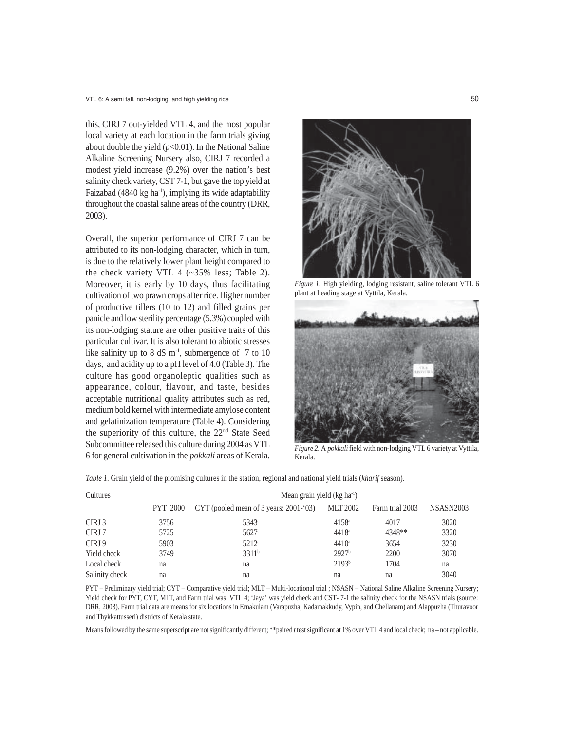this, CIRJ 7 out-yielded VTL 4, and the most popular local variety at each location in the farm trials giving about double the yield ($p$<0.01). In the National Saline Alkaline Screening Nursery also, CIRJ 7 recorded a modest yield increase (9.2%) over the nation's best salinity check variety, CST 7-1, but gave the top yield at Faizabad (4840 kg ha$^{-1}$), implying its wide adaptability throughout the coastal saline areas of the country (DRR, 2003).

Overall, the superior performance of CIRJ 7 can be attributed to its non-lodging character, which in turn, is due to the relatively lower plant height compared to the check variety VTL 4 (~35% less; Table 2). Moreover, it is early by 10 days, thus facilitating cultivation of two prawn crops after rice. Higher number of productive tillers (10 to 12) and filled grains per panicle and low sterility percentage (5.3%) coupled with its non-lodging stature are other positive traits of this particular cultivar. It is also tolerant to abiotic stresses like salinity up to 8 dS m$^{-1}$, submergence of 7 to 10 days, and acidity up to a pH level of 4.0 (Table 3). The culture has good organoleptic qualities such as appearance, colour, flavour, and taste, besides acceptable nutritional quality attributes such as red, medium bold kernel with intermediate amylose content and gelatinization temperature (Table 4). Considering the superiority of this culture, the 22nd State Seed Subcommittee released this culture during 2004 as VTL 6 for general cultivation in the *pokkali* areas of Kerala.

*Figure 1.* High yielding, lodging resistant, saline tolerant VTL 6 plant at heading stage at Vyttila, Kerala.

*Figure 2.* A *pokkali* field with non-lodging VTL 6 variety at Vyttila, Kerala.

*Table 1.* Grain yield of the promising cultures in the station, regional and national yield trials (*kharif* season).

| Cultures | Mean grain yield (kg ha$^{-1}$) | | | | |
|---|---|---|---|---|---|
| | PYT 2000 | CYT (pooled mean of 3 years: 2001-'03) | MLT 2002 | Farm trial 2003 | NSASN2003 |
| CIRJ 3 | 3756 | 5343$^a$ | 4158$^a$ | 4017 | 3020 |
| CIRJ 7 | 5725 | 5627$^a$ | 4418$^a$ | 4348** | 3320 |
| CIRJ 9 | 5903 | 5212$^a$ | 4410$^a$ | 3654 | 3230 |
| Yield check | 3749 | 3311$^b$ | 2927$^b$ | 2200 | 3070 |
| Local check | na | na | 2193$^b$ | 1704 | na |
| Salinity check | na | na | na | na | 3040 |

PYT – Preliminary yield trial; CYT – Comparative yield trial; MLT – Multi-locational trial ; NSASN – National Saline Alkaline Screening Nursery; Yield check for PYT, CYT, MLT, and Farm trial was VTL 4; 'Jaya' was yield check and CST- 7-1 the salinity check for the NSASN trials (source: DRR, 2003). Farm trial data are means for six locations in Ernakulam (Varapuzha, Kadamakkudy, Vypin, and Chellanam) and Alappuzha (Thuravoor and Thykkattusseri) districts of Kerala state.

Means followed by the same superscript are not significantly different; **paired *t* test significant at 1% over VTL 4 and local check; na – not applicable.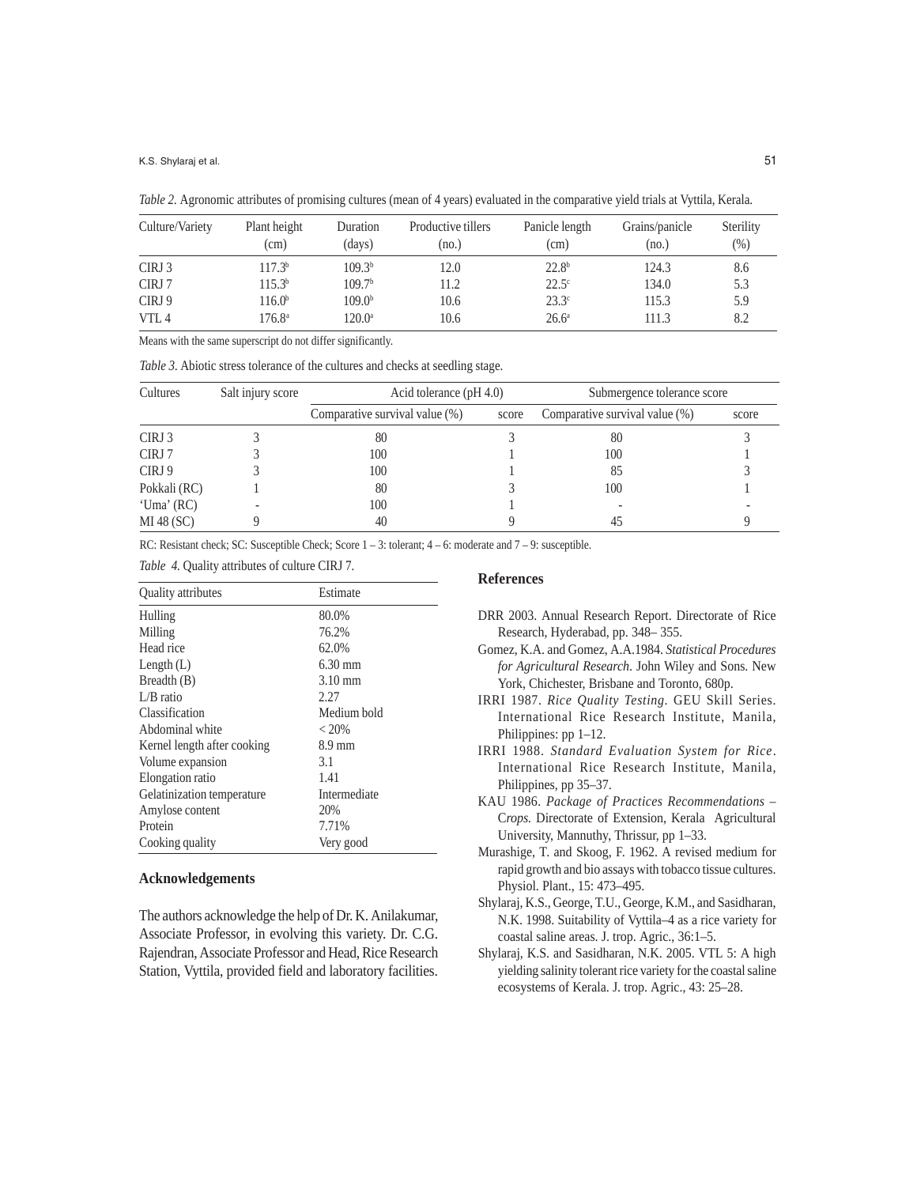*Table 2.* Agronomic attributes of promising cultures (mean of 4 years) evaluated in the comparative yield trials at Vyttila, Kerala.

| Culture/Variety | Plant height (cm) | Duration (days) | Productive tillers (no.) | Panicle length (cm) | Grains/panicle (no.) | Sterility (%) |
|---|---|---|---|---|---|---|
| CIRJ 3 | $117.3^b$ | $109.3^b$ | 12.0 | $22.8^b$ | 124.3 | 8.6 |
| CIRJ 7 | $115.3^b$ | $109.7^b$ | 11.2 | $22.5^c$ | 134.0 | 5.3 |
| CIRJ 9 | $116.0^b$ | $109.0^b$ | 10.6 | $23.3^c$ | 115.3 | 5.9 |
| VTL 4 | $176.8^a$ | $120.0^a$ | 10.6 | $26.6^a$ | 111.3 | 8.2 |

Means with the same superscript do not differ significantly.

*Table 3.* Abiotic stress tolerance of the cultures and checks at seedling stage.

| Cultures | Salt injury score | Acid tolerance (pH 4.0) | | Submergence tolerance score | |
|---|---|---|---|---|---|
| | | Comparative survival value (%) | score | Comparative survival value (%) | score |
| CIRJ 3 | 3 | 80 | 3 | 80 | 3 |
| CIRJ 7 | 3 | 100 | 1 | 100 | 1 |
| CIRJ 9 | 3 | 100 | 1 | 85 | 3 |
| Pokkali (RC) | 1 | 80 | 3 | 100 | 1 |
| 'Uma' (RC) | - | 100 | 1 | - | - |
| MI 48 (SC) | 9 | 40 | 9 | 45 | 9 |

RC: Resistant check; SC: Susceptible Check; Score 1 – 3: tolerant; 4 – 6: moderate and 7 – 9: susceptible.

*Table 4.* Quality attributes of culture CIRJ 7.

| Quality attributes | Estimate |
|---|---|
| Hulling | 80.0% |
| Milling | 76.2% |
| Head rice | 62.0% |
| Length (L) | 6.30 mm |
| Breadth (B) | 3.10 mm |
| L/B ratio | 2.27 |
| Classification | Medium bold |
| Abdominal white | < 20% |
| Kernel length after cooking | 8.9 mm |
| Volume expansion | 3.1 |
| Elongation ratio | 1.41 |
| Gelatinization temperature | Intermediate |
| Amylose content | 20% |
| Protein | 7.71% |
| Cooking quality | Very good |

## Acknowledgements

The authors acknowledge the help of Dr. K. Anilakumar, Associate Professor, in evolving this variety. Dr. C.G. Rajendran, Associate Professor and Head, Rice Research Station, Vyttila, provided field and laboratory facilities.

## References

DRR 2003. Annual Research Report. Directorate of Rice Research, Hyderabad, pp. 348– 355.

Gomez, K.A. and Gomez, A.A.1984. *Statistical Procedures for Agricultural Research.* John Wiley and Sons. New York, Chichester, Brisbane and Toronto, 680p.

IRRI 1987. *Rice Quality Testing.* GEU Skill Series. International Rice Research Institute, Manila, Philippines: pp 1–12.

IRRI 1988. *Standard Evaluation System for Rice*. International Rice Research Institute, Manila, Philippines, pp 35–37.

KAU 1986. *Package of Practices Recommendations – Crops.* Directorate of Extension, Kerala Agricultural University, Mannuthy, Thrissur, pp 1–33.

Murashige, T. and Skoog, F. 1962. A revised medium for rapid growth and bio assays with tobacco tissue cultures. Physiol. Plant., 15: 473–495.

Shylaraj, K.S., George, T.U., George, K.M., and Sasidharan, N.K. 1998. Suitability of Vyttila–4 as a rice variety for coastal saline areas. J. trop. Agric., 36:1–5.

Shylaraj, K.S. and Sasidharan, N.K. 2005. VTL 5: A high yielding salinity tolerant rice variety for the coastal saline ecosystems of Kerala. J. trop. Agric., 43: 25–28.